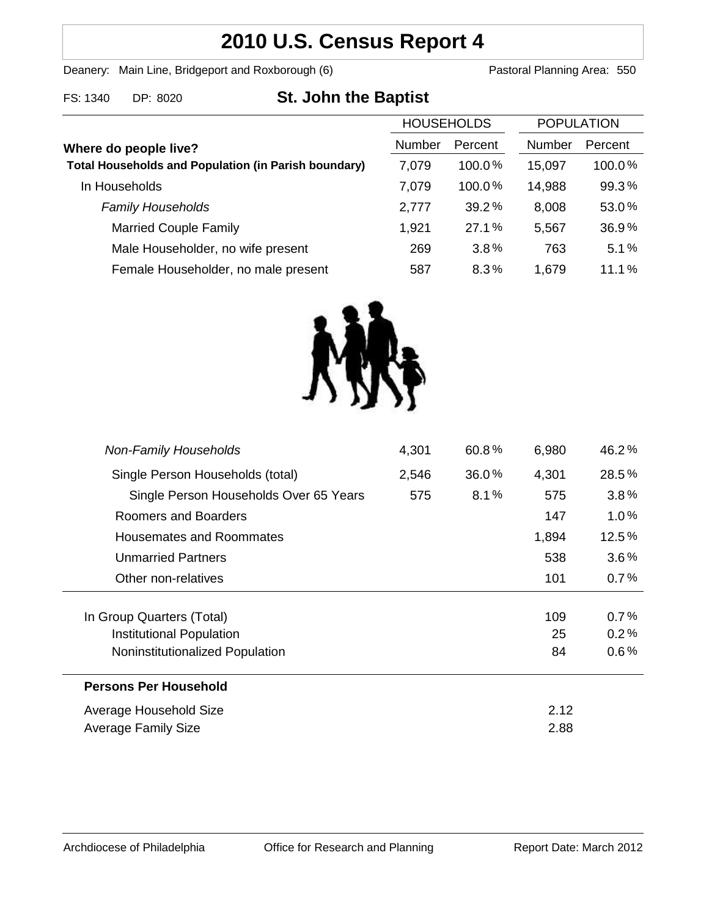# 2010 U.S. Census Report 4

Deanery: Main Line, Bridgeport and Roxborough (6) Pastoral Planning Area: 550

FS: 1340 DP: 8020

## St. John the Baptist

| Where do people live? | HOUSEHOLDS Number | HOUSEHOLDS Percent | POPULATION Number | POPULATION Percent |
|---|---|---|---|---|
| **Total Households and Population (in Parish boundary)** | 7,079 | 100.0% | 15,097 | 100.0% |
| In Households | 7,079 | 100.0% | 14,988 | 99.3% |
| *Family Households* | 2,777 | 39.2% | 8,008 | 53.0% |
| Married Couple Family | 1,921 | 27.1% | 5,567 | 36.9% |
| Male Householder, no wife present | 269 | 3.8% | 763 | 5.1% |
| Female Householder, no male present | 587 | 8.3% | 1,679 | 11.1% |
| *Non-Family Households* | 4,301 | 60.8% | 6,980 | 46.2% |
| Single Person Households (total) | 2,546 | 36.0% | 4,301 | 28.5% |
| Single Person Households Over 65 Years | 575 | 8.1% | 575 | 3.8% |
| Roomers and Boarders | | | 147 | 1.0% |
| Housemates and Roommates | | | 1,894 | 12.5% |
| Unmarried Partners | | | 538 | 3.6% |
| Other non-relatives | | | 101 | 0.7% |
| In Group Quarters (Total) | | | 109 | 0.7% |
| Institutional Population | | | 25 | 0.2% |
| Noninstitutionalized Population | | | 84 | 0.6% |

**Persons Per Household**

| | |
|---|---|
| Average Household Size | 2.12 |
| Average Family Size | 2.88 |

Archdiocese of Philadelphia Office for Research and Planning Report Date: March 2012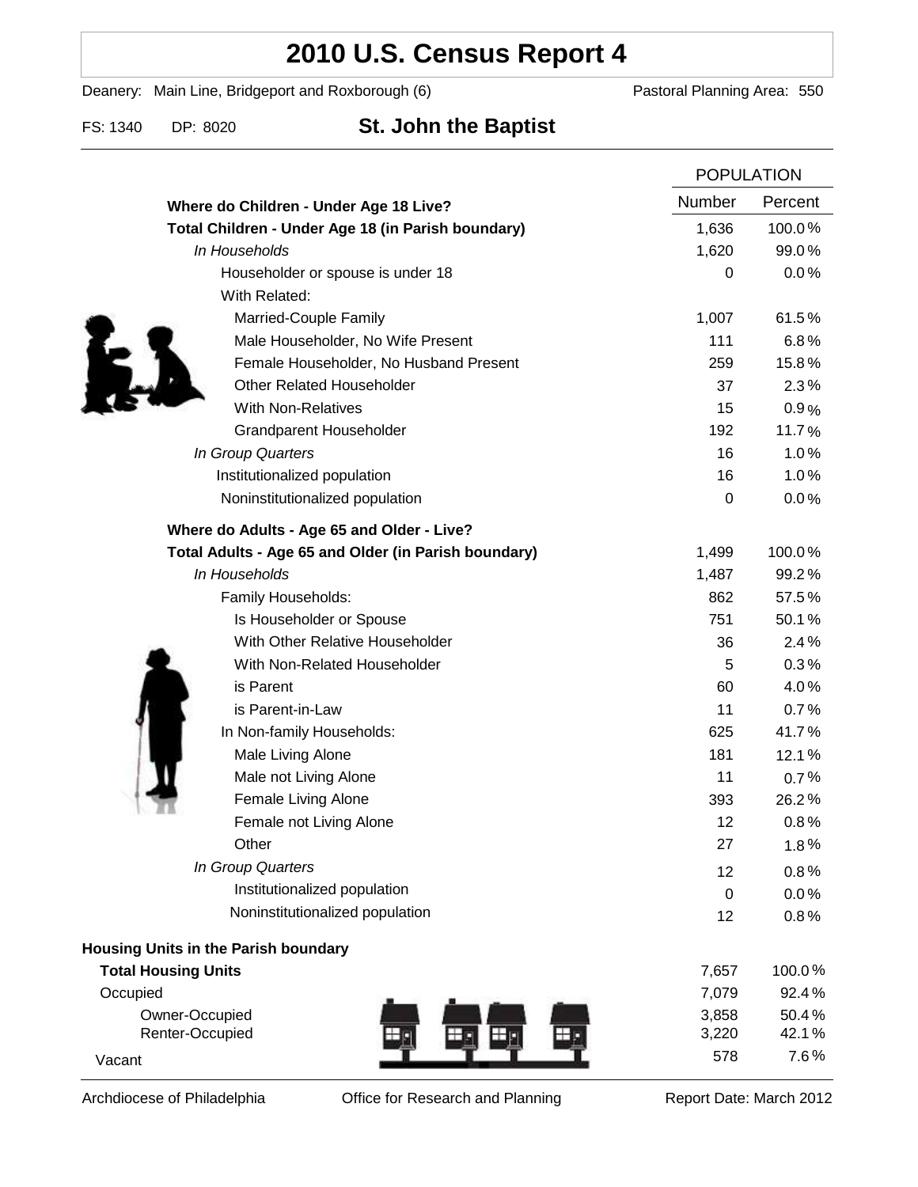# 2010 U.S. Census Report 4

Deanery: Main Line, Bridgeport and Roxborough (6) Pastoral Planning Area: 550

FS: 1340 DP: 8020

## St. John the Baptist

| | POPULATION | |
|---|---|---|
| **Where do Children - Under Age 18 Live?** | Number | Percent |
| **Total Children - Under Age 18 (in Parish boundary)** | 1,636 | 100.0% |
| *In Households* | 1,620 | 99.0% |
| Householder or spouse is under 18 | 0 | 0.0% |
| With Related: | | |
| Married-Couple Family | 1,007 | 61.5% |
| Male Householder, No Wife Present | 111 | 6.8% |
| Female Householder, No Husband Present | 259 | 15.8% |
| Other Related Householder | 37 | 2.3% |
| With Non-Relatives | 15 | 0.9% |
| Grandparent Householder | 192 | 11.7% |
| *In Group Quarters* | 16 | 1.0% |
| Institutionalized population | 16 | 1.0% |
| Noninstitutionalized population | 0 | 0.0% |
| **Where do Adults - Age 65 and Older - Live?** | | |
| **Total Adults - Age 65 and Older (in Parish boundary)** | 1,499 | 100.0% |
| *In Households* | 1,487 | 99.2% |
| Family Households: | 862 | 57.5% |
| Is Householder or Spouse | 751 | 50.1% |
| With Other Relative Householder | 36 | 2.4% |
| With Non-Related Householder | 5 | 0.3% |
| is Parent | 60 | 4.0% |
| is Parent-in-Law | 11 | 0.7% |
| In Non-family Households: | 625 | 41.7% |
| Male Living Alone | 181 | 12.1% |
| Male not Living Alone | 11 | 0.7% |
| Female Living Alone | 393 | 26.2% |
| Female not Living Alone | 12 | 0.8% |
| Other | 27 | 1.8% |
| *In Group Quarters* | 12 | 0.8% |
| Institutionalized population | 0 | 0.0% |
| Noninstitutionalized population | 12 | 0.8% |
| **Housing Units in the Parish boundary** | | |
| **Total Housing Units** | 7,657 | 100.0% |
| Occupied | 7,079 | 92.4% |
| Owner-Occupied | 3,858 | 50.4% |
| Renter-Occupied | 3,220 | 42.1% |
| Vacant | 578 | 7.6% |

Archdiocese of Philadelphia Office for Research and Planning Report Date: March 2012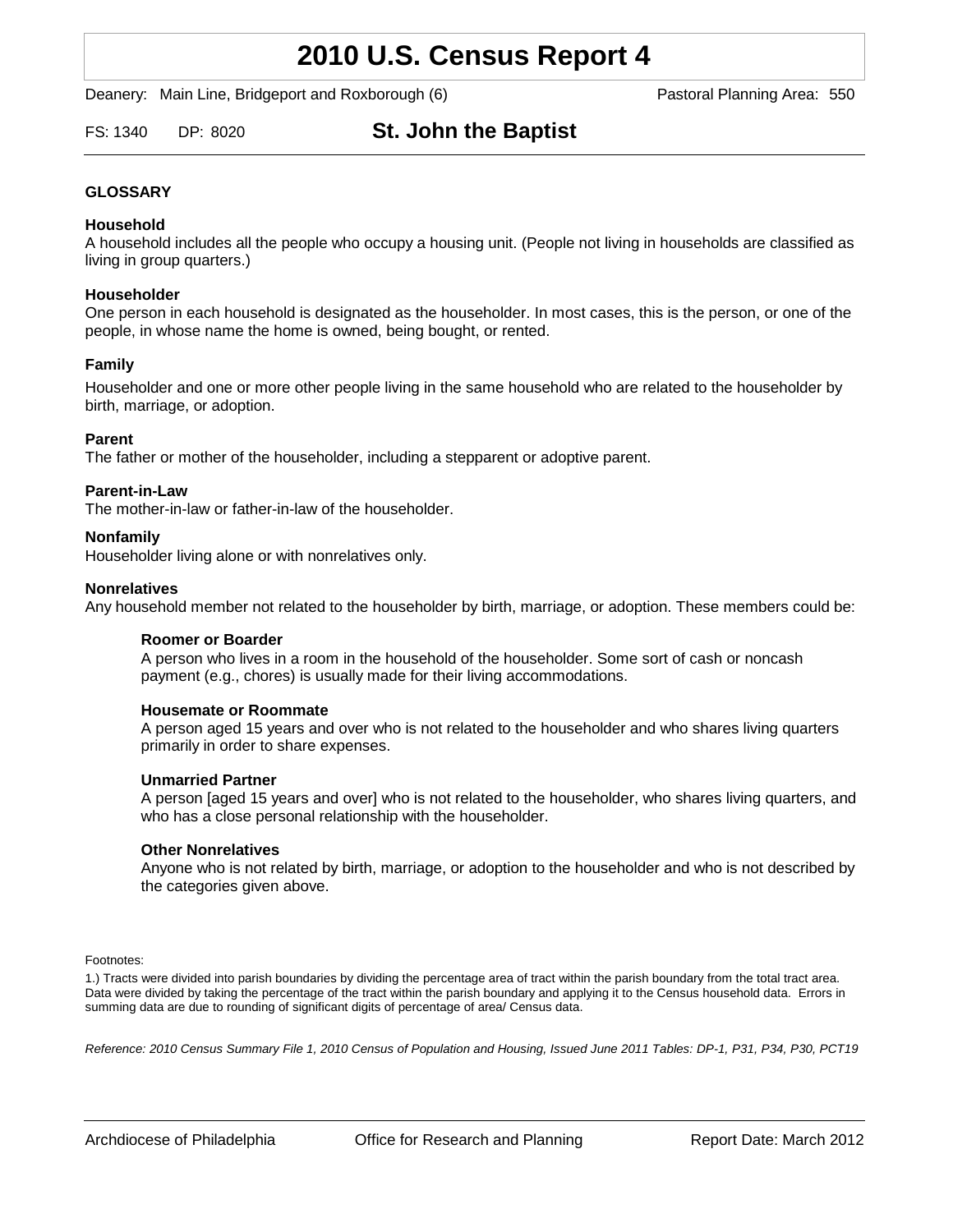# 2010 U.S. Census Report 4

Deanery: Main Line, Bridgeport and Roxborough (6) Pastoral Planning Area: 550

FS: 1340 DP: 8020 **St. John the Baptist**

## GLOSSARY

**Household**
A household includes all the people who occupy a housing unit. (People not living in households are classified as living in group quarters.)

**Householder**
One person in each household is designated as the householder. In most cases, this is the person, or one of the people, in whose name the home is owned, being bought, or rented.

**Family**
Householder and one or more other people living in the same household who are related to the householder by birth, marriage, or adoption.

**Parent**
The father or mother of the householder, including a stepparent or adoptive parent.

**Parent-in-Law**
The mother-in-law or father-in-law of the householder.

**Nonfamily**
Householder living alone or with nonrelatives only.

**Nonrelatives**
Any household member not related to the householder by birth, marriage, or adoption. These members could be:

> **Roomer or Boarder**
> A person who lives in a room in the household of the householder. Some sort of cash or noncash payment (e.g., chores) is usually made for their living accommodations.
>
> **Housemate or Roommate**
> A person aged 15 years and over who is not related to the householder and who shares living quarters primarily in order to share expenses.
>
> **Unmarried Partner**
> A person [aged 15 years and over] who is not related to the householder, who shares living quarters, and who has a close personal relationship with the householder.
>
> **Other Nonrelatives**
> Anyone who is not related by birth, marriage, or adoption to the householder and who is not described by the categories given above.

Footnotes:

1.) Tracts were divided into parish boundaries by dividing the percentage area of tract within the parish boundary from the total tract area. Data were divided by taking the percentage of the tract within the parish boundary and applying it to the Census household data. Errors in summing data are due to rounding of significant digits of percentage of area/ Census data.

*Reference: 2010 Census Summary File 1, 2010 Census of Population and Housing, Issued June 2011 Tables: DP-1, P31, P34, P30, PCT19*

Archdiocese of Philadelphia Office for Research and Planning Report Date: March 2012